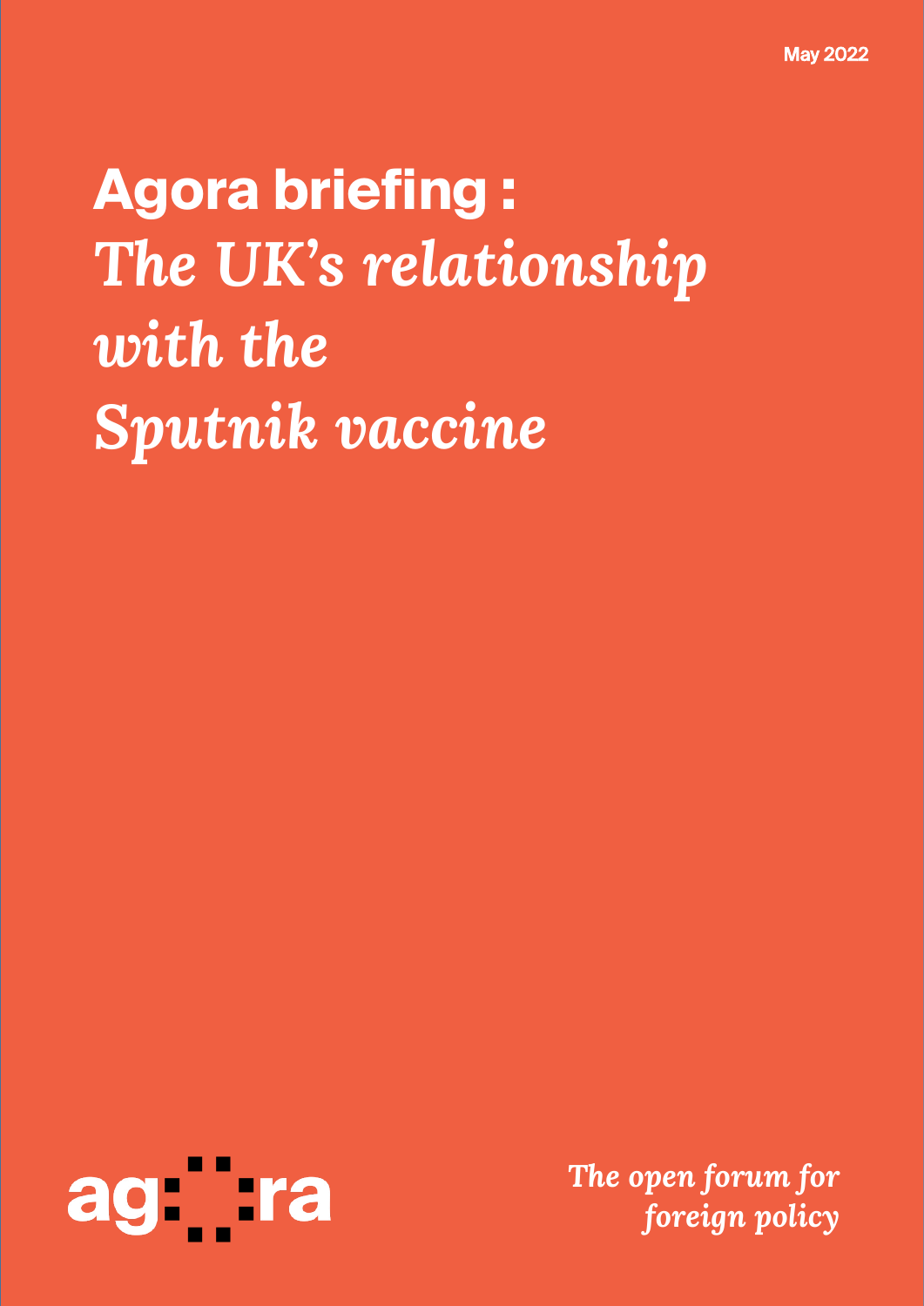May 2022

# Agora briefing : *The UK's relationship with the Sputnik vaccine*

agora

*The open forum for foreign policy*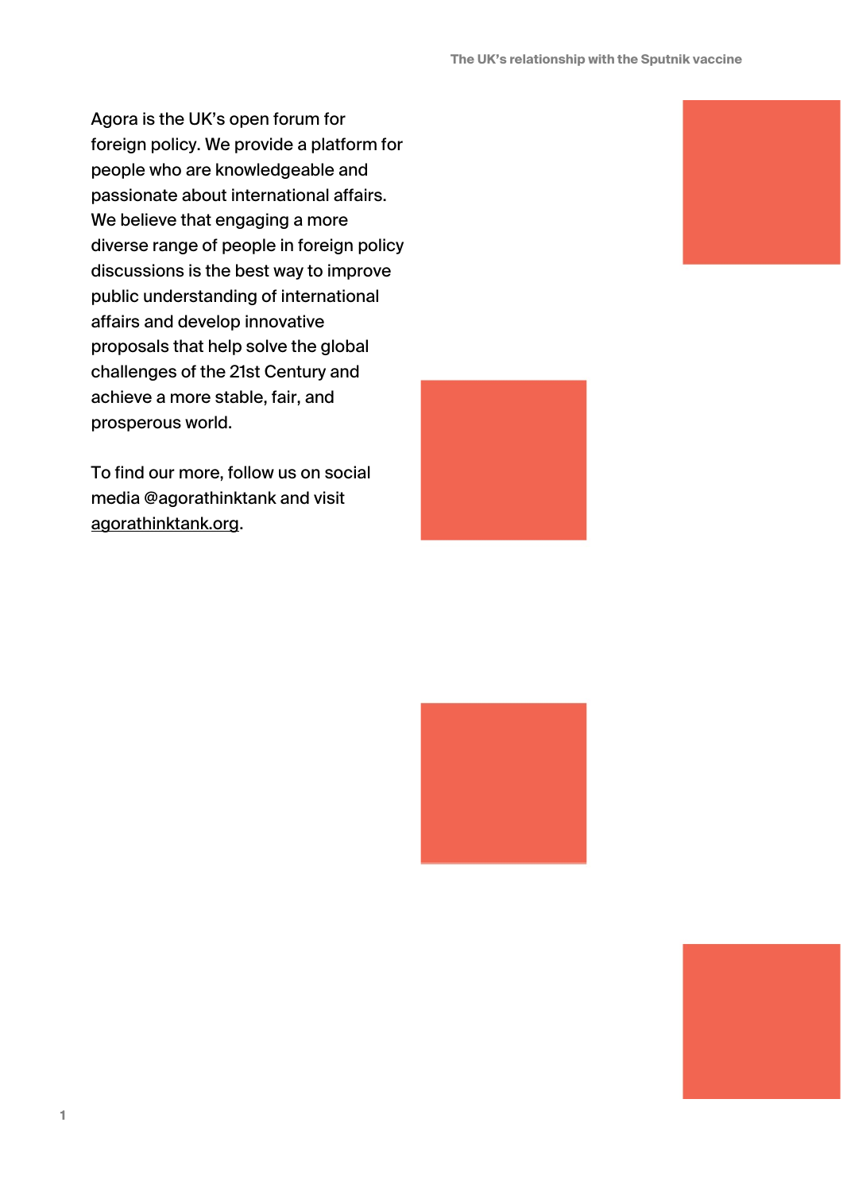Agora is the UK's open forum for foreign policy. We provide a platform for people who are knowledgeable and passionate about international affairs. We believe that engaging a more diverse range of people in foreign policy discussions is the best way to improve public understanding of international affairs and develop innovative proposals that help solve the global challenges of the 21st Century and achieve a more stable, fair, and prosperous world.

To find our more, follow us on social media @agorathinktank and visit agorathinktank.org.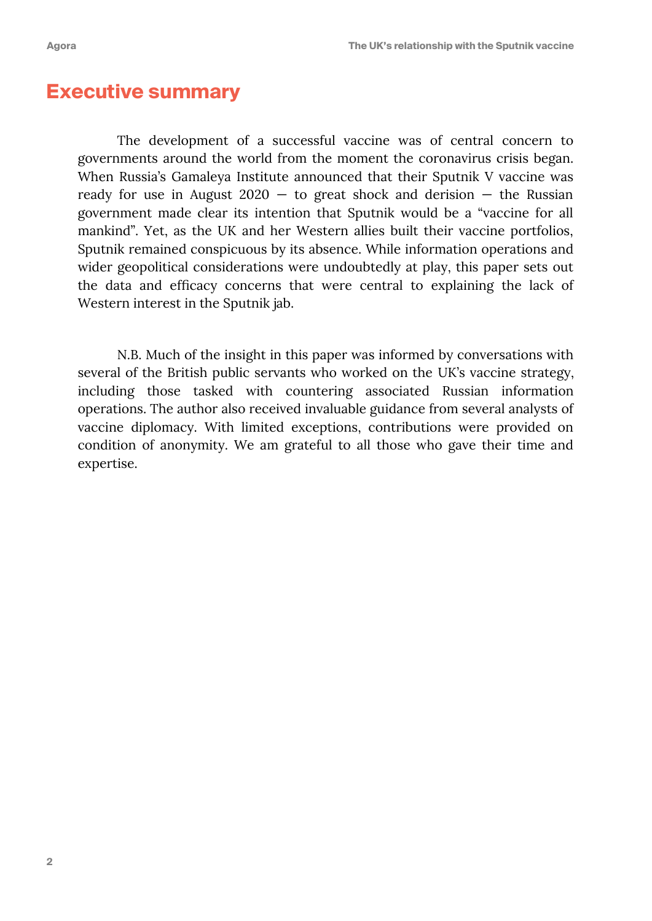# Executive summary

The development of a successful vaccine was of central concern to governments around the world from the moment the coronavirus crisis began. When Russia's Gamaleya Institute announced that their Sputnik V vaccine was ready for use in August 2020 — to great shock and derision — the Russian government made clear its intention that Sputnik would be a "vaccine for all mankind". Yet, as the UK and her Western allies built their vaccine portfolios, Sputnik remained conspicuous by its absence. While information operations and wider geopolitical considerations were undoubtedly at play, this paper sets out the data and efficacy concerns that were central to explaining the lack of Western interest in the Sputnik jab.

N.B. Much of the insight in this paper was informed by conversations with several of the British public servants who worked on the UK's vaccine strategy, including those tasked with countering associated Russian information operations. The author also received invaluable guidance from several analysts of vaccine diplomacy. With limited exceptions, contributions were provided on condition of anonymity. We am grateful to all those who gave their time and expertise.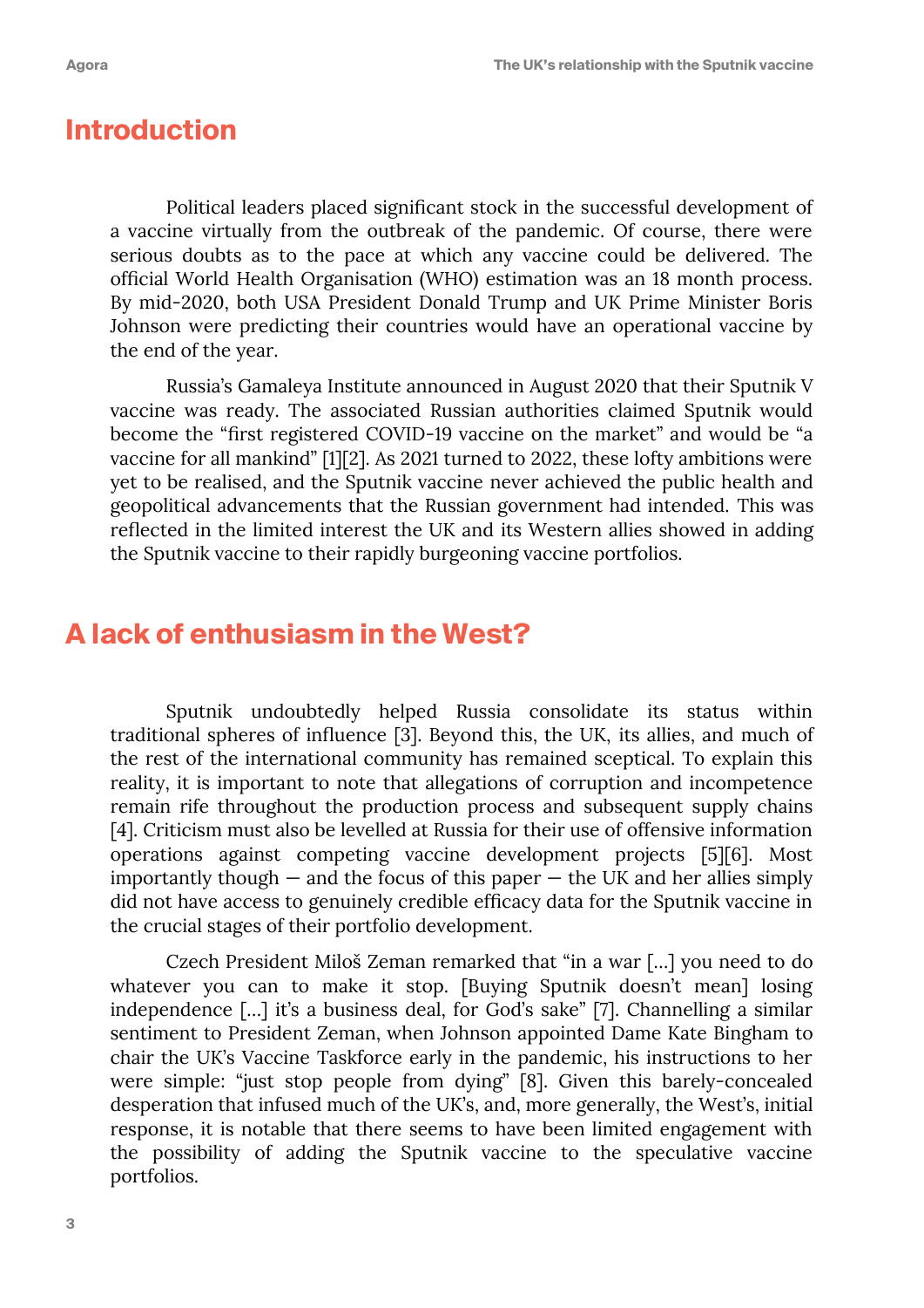## Introduction

Political leaders placed significant stock in the successful development of a vaccine virtually from the outbreak of the pandemic. Of course, there were serious doubts as to the pace at which any vaccine could be delivered. The official World Health Organisation (WHO) estimation was an 18 month process. By mid-2020, both USA President Donald Trump and UK Prime Minister Boris Johnson were predicting their countries would have an operational vaccine by the end of the year.

Russia's Gamaleya Institute announced in August 2020 that their Sputnik V vaccine was ready. The associated Russian authorities claimed Sputnik would become the "first registered COVID-19 vaccine on the market" and would be "a vaccine for all mankind" [1][2]. As 2021 turned to 2022, these lofty ambitions were yet to be realised, and the Sputnik vaccine never achieved the public health and geopolitical advancements that the Russian government had intended. This was reflected in the limited interest the UK and its Western allies showed in adding the Sputnik vaccine to their rapidly burgeoning vaccine portfolios.

## A lack of enthusiasm in the West?

Sputnik undoubtedly helped Russia consolidate its status within traditional spheres of influence [3]. Beyond this, the UK, its allies, and much of the rest of the international community has remained sceptical. To explain this reality, it is important to note that allegations of corruption and incompetence remain rife throughout the production process and subsequent supply chains [4]. Criticism must also be levelled at Russia for their use of offensive information operations against competing vaccine development projects [5][6]. Most importantly though — and the focus of this paper — the UK and her allies simply did not have access to genuinely credible efficacy data for the Sputnik vaccine in the crucial stages of their portfolio development.

Czech President Miloš Zeman remarked that "in a war [...] you need to do whatever you can to make it stop. [Buying Sputnik doesn't mean] losing independence [...] it's a business deal, for God's sake" [7]. Channelling a similar sentiment to President Zeman, when Johnson appointed Dame Kate Bingham to chair the UK's Vaccine Taskforce early in the pandemic, his instructions to her were simple: "just stop people from dying" [8]. Given this barely-concealed desperation that infused much of the UK's, and, more generally, the West's, initial response, it is notable that there seems to have been limited engagement with the possibility of adding the Sputnik vaccine to the speculative vaccine portfolios.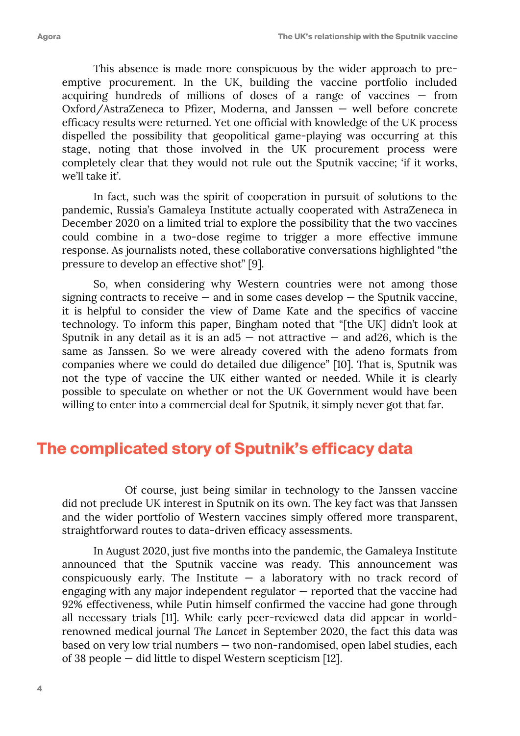This absence is made more conspicuous by the wider approach to pre-emptive procurement. In the UK, building the vaccine portfolio included acquiring hundreds of millions of doses of a range of vaccines — from Oxford/AstraZeneca to Pfizer, Moderna, and Janssen — well before concrete efficacy results were returned. Yet one official with knowledge of the UK process dispelled the possibility that geopolitical game-playing was occurring at this stage, noting that those involved in the UK procurement process were completely clear that they would not rule out the Sputnik vaccine; 'if it works, we'll take it'.

In fact, such was the spirit of cooperation in pursuit of solutions to the pandemic, Russia's Gamaleya Institute actually cooperated with AstraZeneca in December 2020 on a limited trial to explore the possibility that the two vaccines could combine in a two-dose regime to trigger a more effective immune response. As journalists noted, these collaborative conversations highlighted "the pressure to develop an effective shot" [9].

So, when considering why Western countries were not among those signing contracts to receive — and in some cases develop — the Sputnik vaccine, it is helpful to consider the view of Dame Kate and the specifics of vaccine technology. To inform this paper, Bingham noted that "[the UK] didn't look at Sputnik in any detail as it is an ad5 — not attractive — and ad26, which is the same as Janssen. So we were already covered with the adeno formats from companies where we could do detailed due diligence" [10]. That is, Sputnik was not the type of vaccine the UK either wanted or needed. While it is clearly possible to speculate on whether or not the UK Government would have been willing to enter into a commercial deal for Sputnik, it simply never got that far.

## The complicated story of Sputnik's efficacy data

Of course, just being similar in technology to the Janssen vaccine did not preclude UK interest in Sputnik on its own. The key fact was that Janssen and the wider portfolio of Western vaccines simply offered more transparent, straightforward routes to data-driven efficacy assessments.

In August 2020, just five months into the pandemic, the Gamaleya Institute announced that the Sputnik vaccine was ready. This announcement was conspicuously early. The Institute — a laboratory with no track record of engaging with any major independent regulator — reported that the vaccine had 92% effectiveness, while Putin himself confirmed the vaccine had gone through all necessary trials [11]. While early peer-reviewed data did appear in world-renowned medical journal *The Lancet* in September 2020, the fact this data was based on very low trial numbers — two non-randomised, open label studies, each of 38 people — did little to dispel Western scepticism [12].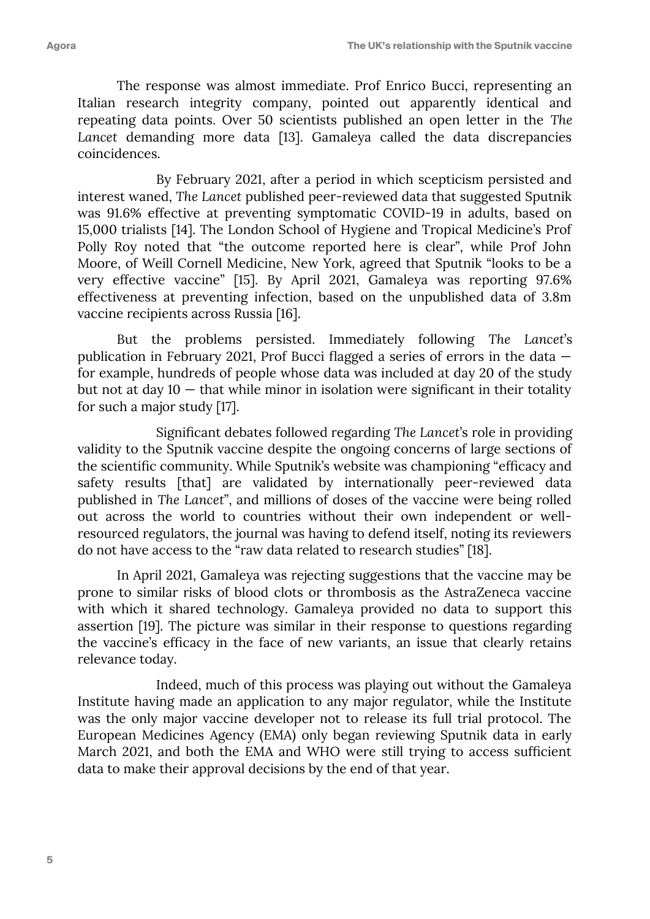The response was almost immediate. Prof Enrico Bucci, representing an Italian research integrity company, pointed out apparently identical and repeating data points. Over 50 scientists published an open letter in the *The Lancet* demanding more data [13]. Gamaleya called the data discrepancies coincidences.

By February 2021, after a period in which scepticism persisted and interest waned, *The Lancet* published peer-reviewed data that suggested Sputnik was 91.6% effective at preventing symptomatic COVID-19 in adults, based on 15,000 trialists [14]. The London School of Hygiene and Tropical Medicine's Prof Polly Roy noted that "the outcome reported here is clear", while Prof John Moore, of Weill Cornell Medicine, New York, agreed that Sputnik "looks to be a very effective vaccine" [15]. By April 2021, Gamaleya was reporting 97.6% effectiveness at preventing infection, based on the unpublished data of 3.8m vaccine recipients across Russia [16].

But the problems persisted. Immediately following *The Lancet*'s publication in February 2021, Prof Bucci flagged a series of errors in the data — for example, hundreds of people whose data was included at day 20 of the study but not at day 10 — that while minor in isolation were significant in their totality for such a major study [17].

Significant debates followed regarding *The Lancet*'s role in providing validity to the Sputnik vaccine despite the ongoing concerns of large sections of the scientific community. While Sputnik's website was championing "efficacy and safety results [that] are validated by internationally peer-reviewed data published in *The Lancet*", and millions of doses of the vaccine were being rolled out across the world to countries without their own independent or well-resourced regulators, the journal was having to defend itself, noting its reviewers do not have access to the "raw data related to research studies" [18].

In April 2021, Gamaleya was rejecting suggestions that the vaccine may be prone to similar risks of blood clots or thrombosis as the AstraZeneca vaccine with which it shared technology. Gamaleya provided no data to support this assertion [19]. The picture was similar in their response to questions regarding the vaccine's efficacy in the face of new variants, an issue that clearly retains relevance today.

Indeed, much of this process was playing out without the Gamaleya Institute having made an application to any major regulator, while the Institute was the only major vaccine developer not to release its full trial protocol. The European Medicines Agency (EMA) only began reviewing Sputnik data in early March 2021, and both the EMA and WHO were still trying to access sufficient data to make their approval decisions by the end of that year.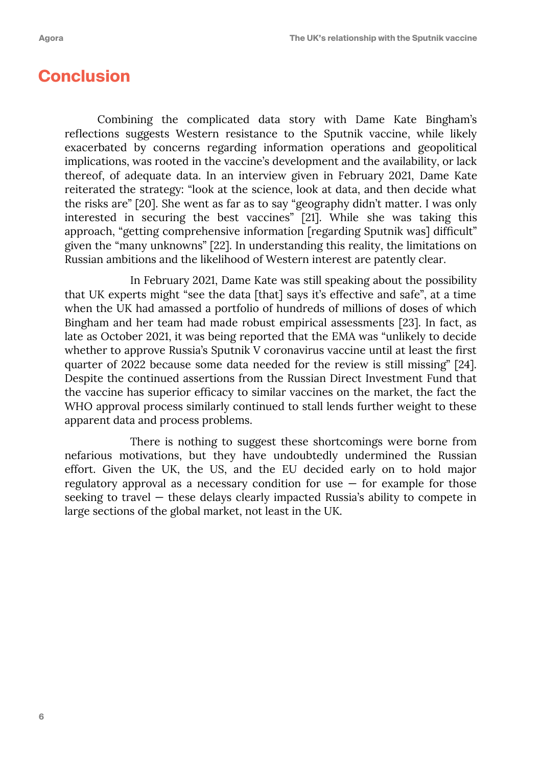# Conclusion

Combining the complicated data story with Dame Kate Bingham's reflections suggests Western resistance to the Sputnik vaccine, while likely exacerbated by concerns regarding information operations and geopolitical implications, was rooted in the vaccine's development and the availability, or lack thereof, of adequate data. In an interview given in February 2021, Dame Kate reiterated the strategy: "look at the science, look at data, and then decide what the risks are" [20]. She went as far as to say "geography didn't matter. I was only interested in securing the best vaccines" [21]. While she was taking this approach, "getting comprehensive information [regarding Sputnik was] difficult" given the "many unknowns" [22]. In understanding this reality, the limitations on Russian ambitions and the likelihood of Western interest are patently clear.

In February 2021, Dame Kate was still speaking about the possibility that UK experts might "see the data [that] says it's effective and safe", at a time when the UK had amassed a portfolio of hundreds of millions of doses of which Bingham and her team had made robust empirical assessments [23]. In fact, as late as October 2021, it was being reported that the EMA was "unlikely to decide whether to approve Russia's Sputnik V coronavirus vaccine until at least the first quarter of 2022 because some data needed for the review is still missing" [24]. Despite the continued assertions from the Russian Direct Investment Fund that the vaccine has superior efficacy to similar vaccines on the market, the fact the WHO approval process similarly continued to stall lends further weight to these apparent data and process problems.

There is nothing to suggest these shortcomings were borne from nefarious motivations, but they have undoubtedly undermined the Russian effort. Given the UK, the US, and the EU decided early on to hold major regulatory approval as a necessary condition for use — for example for those seeking to travel — these delays clearly impacted Russia's ability to compete in large sections of the global market, not least in the UK.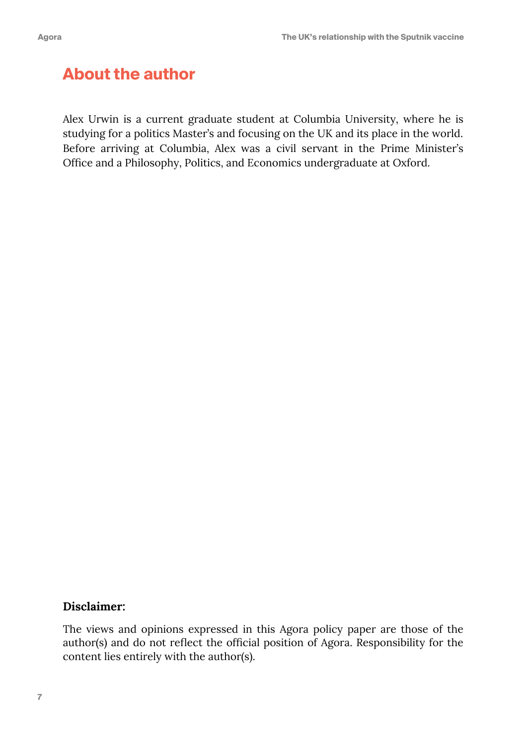## About the author

Alex Urwin is a current graduate student at Columbia University, where he is studying for a politics Master's and focusing on the UK and its place in the world. Before arriving at Columbia, Alex was a civil servant in the Prime Minister's Office and a Philosophy, Politics, and Economics undergraduate at Oxford.

**Disclaimer:**

The views and opinions expressed in this Agora policy paper are those of the author(s) and do not reflect the official position of Agora. Responsibility for the content lies entirely with the author(s).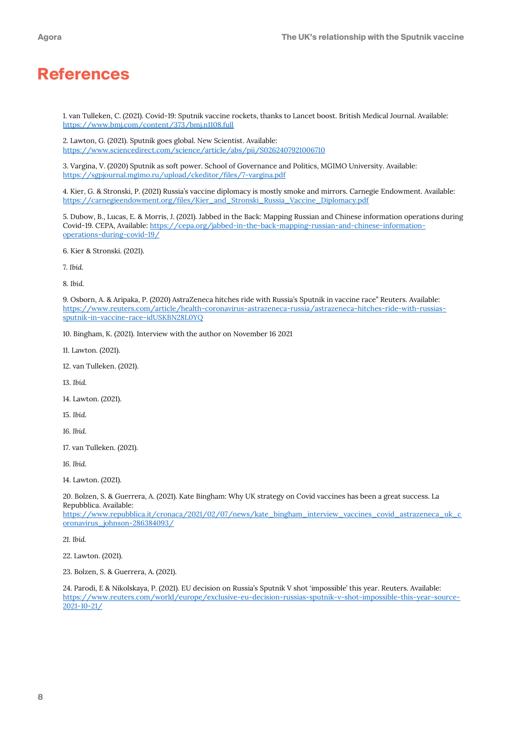# References

1. van Tulleken, C. (2021). Covid-19: Sputnik vaccine rockets, thanks to Lancet boost. British Medical Journal. Available: https://www.bmj.com/content/373/bmj.n1108.full

2. Lawton, G. (2021). Sputnik goes global. New Scientist. Available: https://www.sciencedirect.com/science/article/abs/pii/S0262407921006710

3. Vargina, V. (2020) Sputnik as soft power. School of Governance and Politics, MGIMO University. Available: https://sgpjournal.mgimo.ru/upload/ckeditor/files/7-vargina.pdf

4. Kier, G. & Stronski, P. (2021) Russia's vaccine diplomacy is mostly smoke and mirrors. Carnegie Endowment. Available: https://carnegieendowment.org/files/Kier_and_Stronski_Russia_Vaccine_Diplomacy.pdf

5. Dubow, B., Lucas, E. & Morris, J. (2021). Jabbed in the Back: Mapping Russian and Chinese information operations during Covid-19. CEPA, Available: https://cepa.org/jabbed-in-the-back-mapping-russian-and-chinese-information-operations-during-covid-19/

6. Kier & Stronski. (2021).

7. *Ibid.*

8. *Ibid.*

9. Osborn, A. & Aripaka, P. (2020) AstraZeneca hitches ride with Russia's Sputnik in vaccine race" Reuters. Available: https://www.reuters.com/article/health-coronavirus-astrazeneca-russia/astrazeneca-hitches-ride-with-russias-sputnik-in-vaccine-race-idUSKBN28L0YQ

10. Bingham, K. (2021). Interview with the author on November 16 2021

11. Lawton. (2021).

12. van Tulleken. (2021).

13. *Ibid.*

14. Lawton. (2021).

15. *Ibid.*

16. *Ibid.*

17. van Tulleken. (2021).

16. *Ibid.*

14. Lawton. (2021).

20. Bolzen, S. & Guerrera, A. (2021). Kate Bingham: Why UK strategy on Covid vaccines has been a great success. La Repubblica. Available: https://www.repubblica.it/cronaca/2021/02/07/news/kate_bingham_interview_vaccines_covid_astrazeneca_uk_coronavirus_johnson-286384093/

21. *Ibid.*

22. Lawton. (2021).

23. Bolzen, S. & Guerrera, A. (2021).

24. Parodi, E & Nikolskaya, P. (2021). EU decision on Russia's Sputnik V shot 'impossible' this year. Reuters. Available: https://www.reuters.com/world/europe/exclusive-eu-decision-russias-sputnik-v-shot-impossible-this-year-source-2021-10-21/